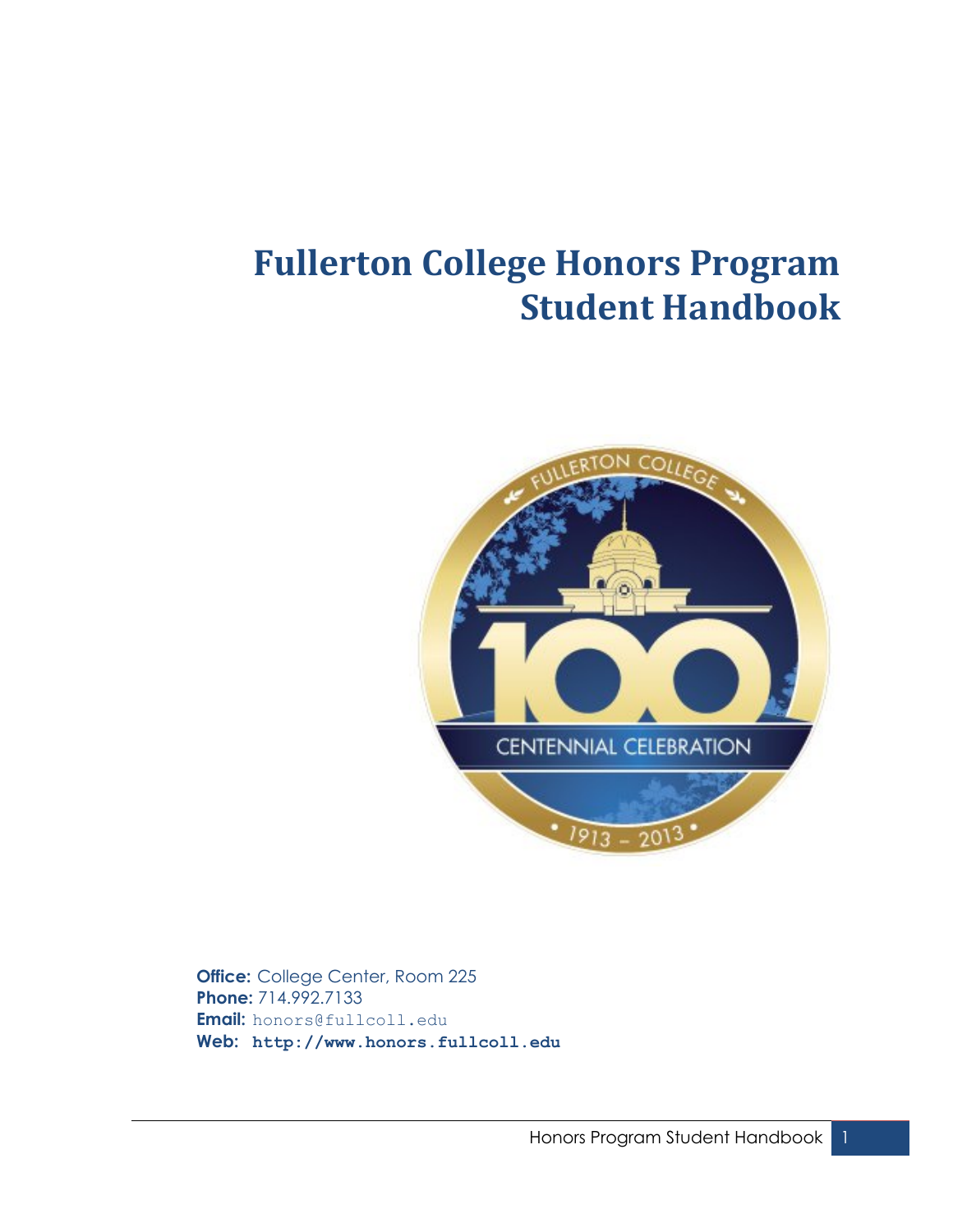# Fullerton College Honors Program Student Handbook

**Office:** College Center, Room 225
**Phone:** 714.992.7133
**Email:** honors@fullcoll.edu
**Web:** **http://www.honors.fullcoll.edu**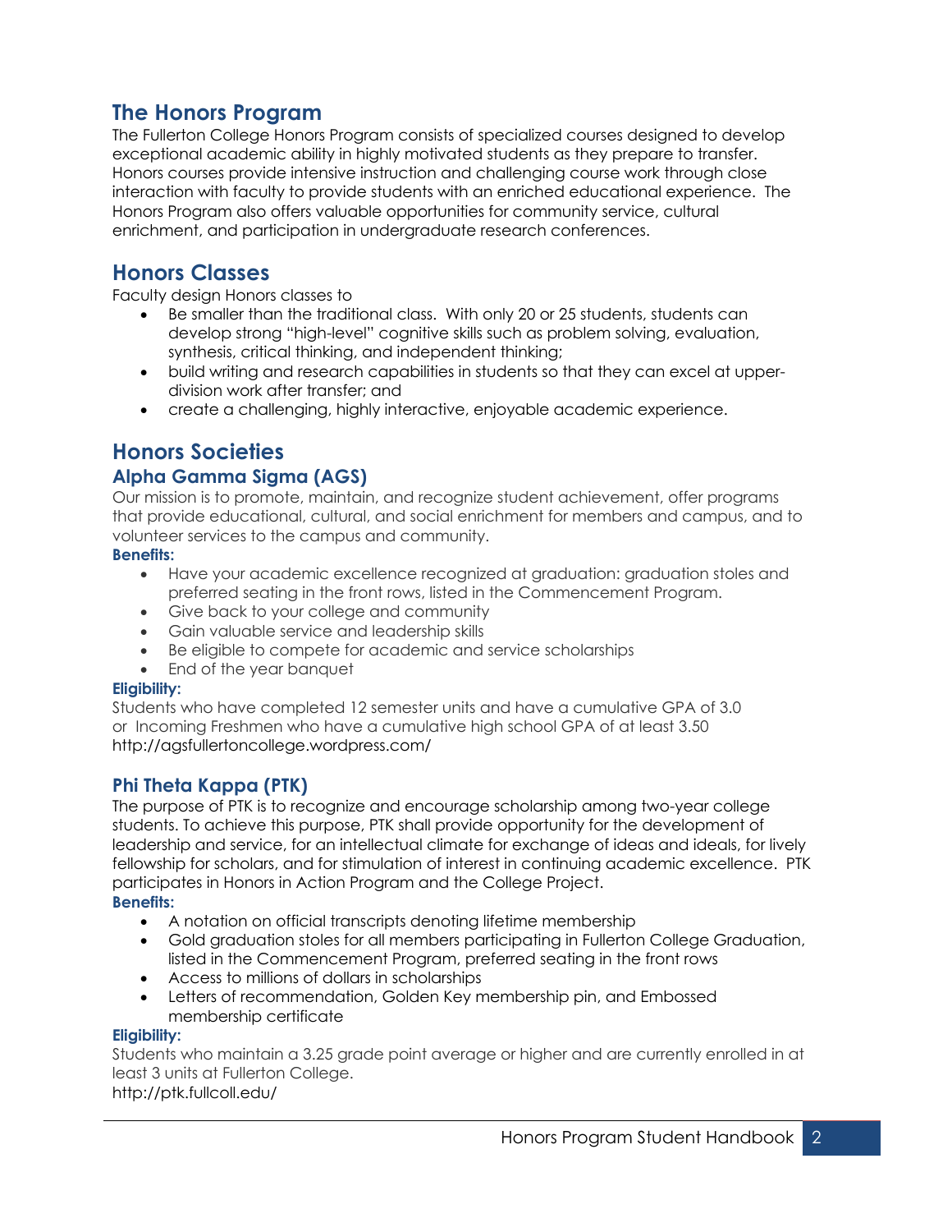## The Honors Program

The Fullerton College Honors Program consists of specialized courses designed to develop exceptional academic ability in highly motivated students as they prepare to transfer. Honors courses provide intensive instruction and challenging course work through close interaction with faculty to provide students with an enriched educational experience. The Honors Program also offers valuable opportunities for community service, cultural enrichment, and participation in undergraduate research conferences.

## Honors Classes

Faculty design Honors classes to

- Be smaller than the traditional class. With only 20 or 25 students, students can develop strong "high-level" cognitive skills such as problem solving, evaluation, synthesis, critical thinking, and independent thinking;
- build writing and research capabilities in students so that they can excel at upper-division work after transfer; and
- create a challenging, highly interactive, enjoyable academic experience.

## Honors Societies

### Alpha Gamma Sigma (AGS)

Our mission is to promote, maintain, and recognize student achievement, offer programs that provide educational, cultural, and social enrichment for members and campus, and to volunteer services to the campus and community.

**Benefits:**

- Have your academic excellence recognized at graduation: graduation stoles and preferred seating in the front rows, listed in the Commencement Program.
- Give back to your college and community
- Gain valuable service and leadership skills
- Be eligible to compete for academic and service scholarships
- End of the year banquet

**Eligibility:**

Students who have completed 12 semester units and have a cumulative GPA of 3.0 or Incoming Freshmen who have a cumulative high school GPA of at least 3.50
http://agsfullertoncollege.wordpress.com/

### Phi Theta Kappa (PTK)

The purpose of PTK is to recognize and encourage scholarship among two-year college students. To achieve this purpose, PTK shall provide opportunity for the development of leadership and service, for an intellectual climate for exchange of ideas and ideals, for lively fellowship for scholars, and for stimulation of interest in continuing academic excellence. PTK participates in Honors in Action Program and the College Project.

**Benefits:**

- A notation on official transcripts denoting lifetime membership
- Gold graduation stoles for all members participating in Fullerton College Graduation, listed in the Commencement Program, preferred seating in the front rows
- Access to millions of dollars in scholarships
- Letters of recommendation, Golden Key membership pin, and Embossed membership certificate

**Eligibility:**

Students who maintain a 3.25 grade point average or higher and are currently enrolled in at least 3 units at Fullerton College.
http://ptk.fullcoll.edu/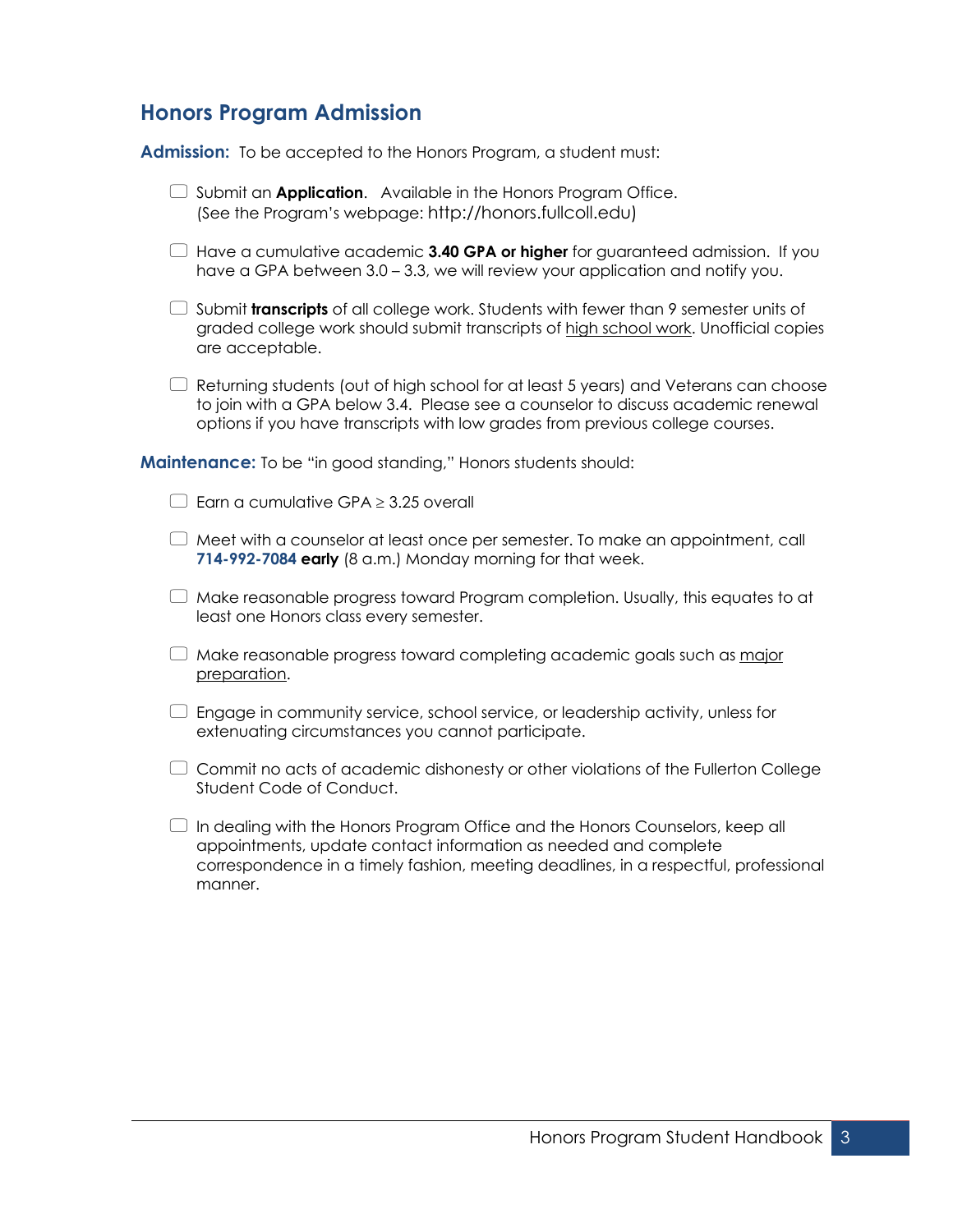## Honors Program Admission

**Admission:** To be accepted to the Honors Program, a student must:

- [ ] Submit an **Application**. Available in the Honors Program Office. (See the Program's webpage: http://honors.fullcoll.edu)
- [ ] Have a cumulative academic **3.40 GPA or higher** for guaranteed admission. If you have a GPA between 3.0 – 3.3, we will review your application and notify you.
- [ ] Submit **transcripts** of all college work. Students with fewer than 9 semester units of graded college work should submit transcripts of high school work. Unofficial copies are acceptable.
- [ ] Returning students (out of high school for at least 5 years) and Veterans can choose to join with a GPA below 3.4. Please see a counselor to discuss academic renewal options if you have transcripts with low grades from previous college courses.

**Maintenance:** To be "in good standing," Honors students should:

- [ ] Earn a cumulative GPA ≥ 3.25 overall
- [ ] Meet with a counselor at least once per semester. To make an appointment, call **714-992-7084** **early** (8 a.m.) Monday morning for that week.
- [ ] Make reasonable progress toward Program completion. Usually, this equates to at least one Honors class every semester.
- [ ] Make reasonable progress toward completing academic goals such as major preparation.
- [ ] Engage in community service, school service, or leadership activity, unless for extenuating circumstances you cannot participate.
- [ ] Commit no acts of academic dishonesty or other violations of the Fullerton College Student Code of Conduct.
- [ ] In dealing with the Honors Program Office and the Honors Counselors, keep all appointments, update contact information as needed and complete correspondence in a timely fashion, meeting deadlines, in a respectful, professional manner.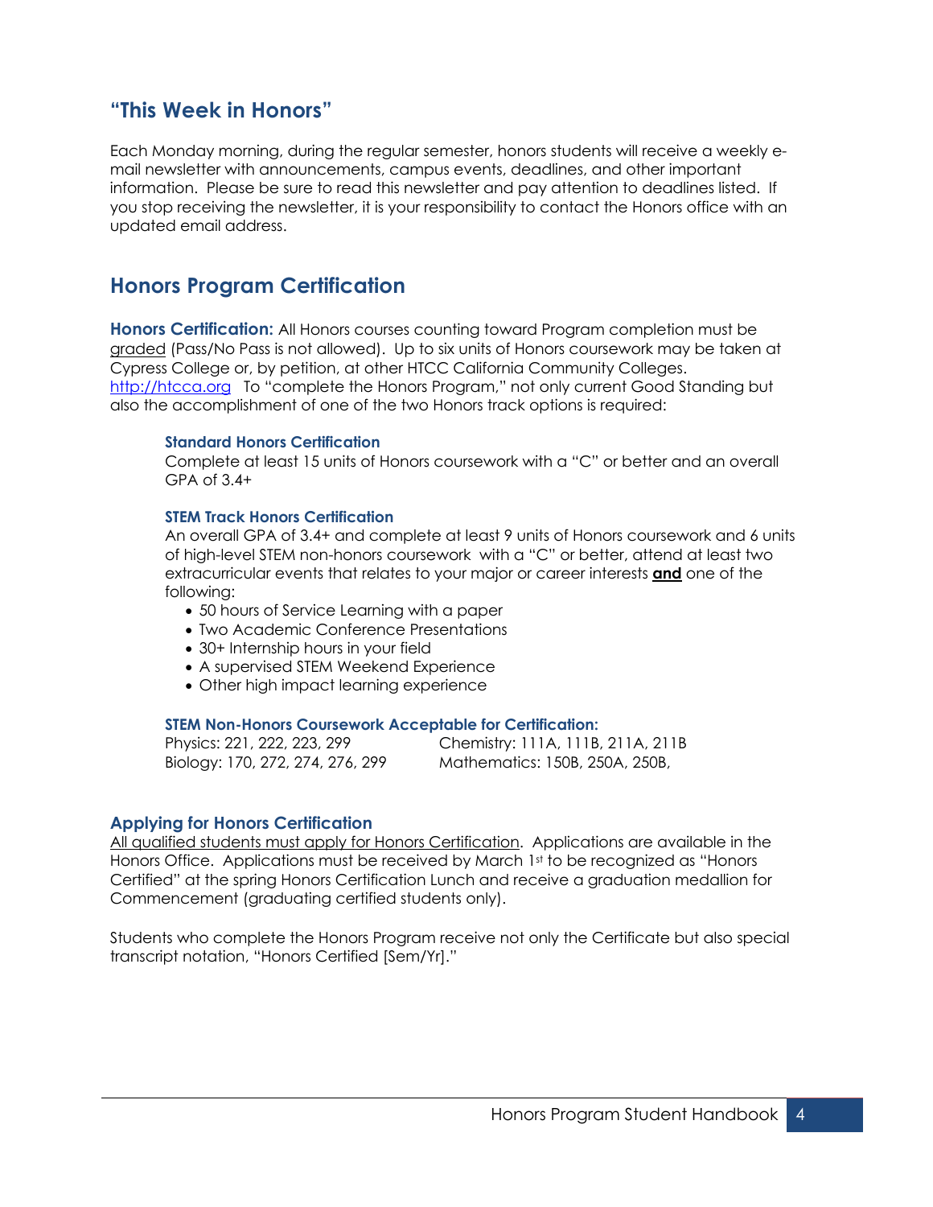## "This Week in Honors"

Each Monday morning, during the regular semester, honors students will receive a weekly e-mail newsletter with announcements, campus events, deadlines, and other important information. Please be sure to read this newsletter and pay attention to deadlines listed. If you stop receiving the newsletter, it is your responsibility to contact the Honors office with an updated email address.

## Honors Program Certification

**Honors Certification:** All Honors courses counting toward Program completion must be graded (Pass/No Pass is not allowed). Up to six units of Honors coursework may be taken at Cypress College or, by petition, at other HTCC California Community Colleges. http://htcca.org To "complete the Honors Program," not only current Good Standing but also the accomplishment of one of the two Honors track options is required:

#### Standard Honors Certification

Complete at least 15 units of Honors coursework with a "C" or better and an overall GPA of 3.4+

#### STEM Track Honors Certification

An overall GPA of 3.4+ and complete at least 9 units of Honors coursework and 6 units of high-level STEM non-honors coursework with a "C" or better, attend at least two extracurricular events that relates to your major or career interests **and** one of the following:

- 50 hours of Service Learning with a paper
- Two Academic Conference Presentations
- 30+ Internship hours in your field
- A supervised STEM Weekend Experience
- Other high impact learning experience

#### STEM Non-Honors Coursework Acceptable for Certification:

Physics: 221, 222, 223, 299
Biology: 170, 272, 274, 276, 299
Chemistry: 111A, 111B, 211A, 211B
Mathematics: 150B, 250A, 250B,

### Applying for Honors Certification

All qualified students must apply for Honors Certification. Applications are available in the Honors Office. Applications must be received by March 1st to be recognized as "Honors Certified" at the spring Honors Certification Lunch and receive a graduation medallion for Commencement (graduating certified students only).

Students who complete the Honors Program receive not only the Certificate but also special transcript notation, "Honors Certified [Sem/Yr]."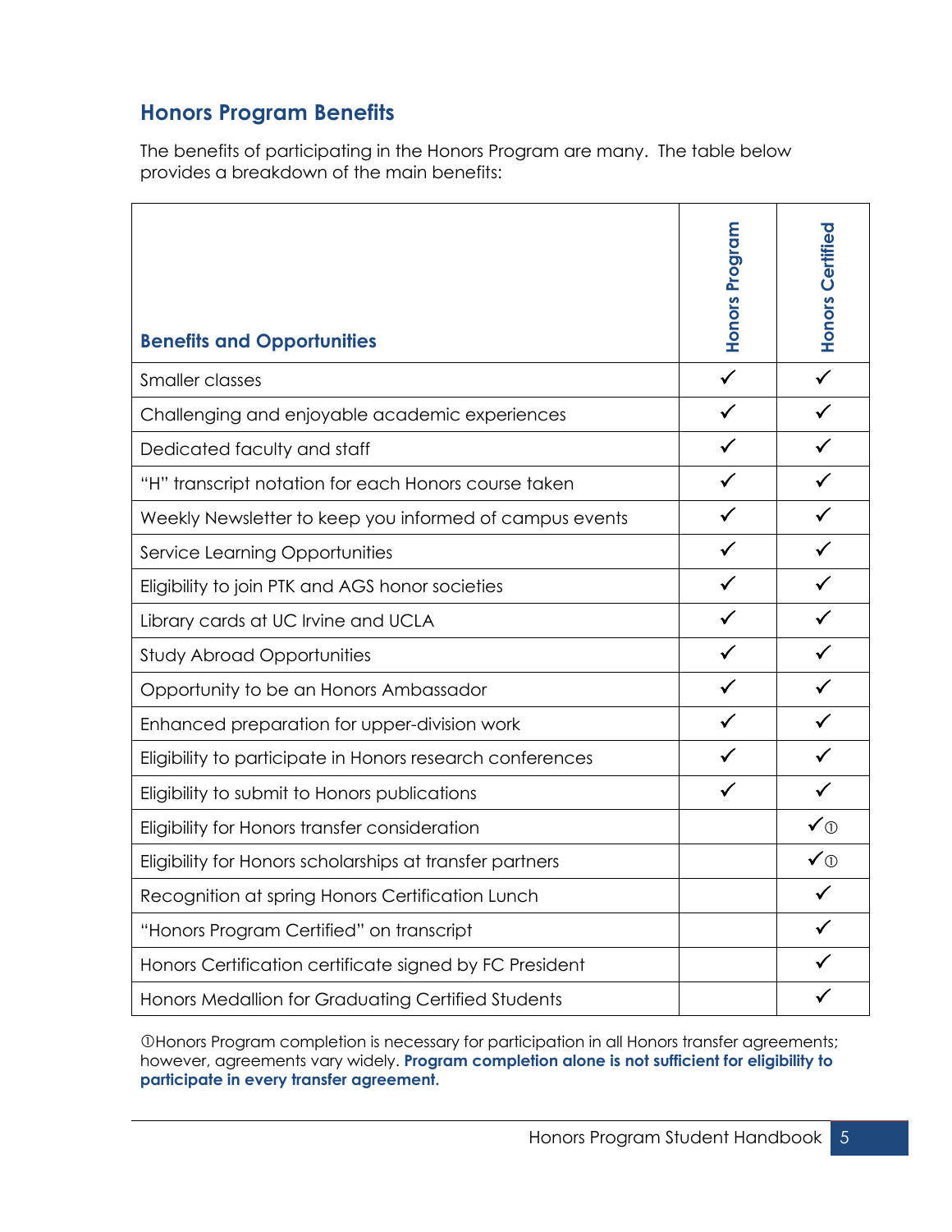## Honors Program Benefits

The benefits of participating in the Honors Program are many. The table below provides a breakdown of the main benefits:

| Benefits and Opportunities | Honors Program | Honors Certified |
|---|---|---|
| Smaller classes | ✓ | ✓ |
| Challenging and enjoyable academic experiences | ✓ | ✓ |
| Dedicated faculty and staff | ✓ | ✓ |
| "H" transcript notation for each Honors course taken | ✓ | ✓ |
| Weekly Newsletter to keep you informed of campus events | ✓ | ✓ |
| Service Learning Opportunities | ✓ | ✓ |
| Eligibility to join PTK and AGS honor societies | ✓ | ✓ |
| Library cards at UC Irvine and UCLA | ✓ | ✓ |
| Study Abroad Opportunities | ✓ | ✓ |
| Opportunity to be an Honors Ambassador | ✓ | ✓ |
| Enhanced preparation for upper-division work | ✓ | ✓ |
| Eligibility to participate in Honors research conferences | ✓ | ✓ |
| Eligibility to submit to Honors publications | ✓ | ✓ |
| Eligibility for Honors transfer consideration | | ✓① |
| Eligibility for Honors scholarships at transfer partners | | ✓① |
| Recognition at spring Honors Certification Lunch | | ✓ |
| "Honors Program Certified" on transcript | | ✓ |
| Honors Certification certificate signed by FC President | | ✓ |
| Honors Medallion for Graduating Certified Students | | ✓ |

①Honors Program completion is necessary for participation in all Honors transfer agreements; however, agreements vary widely. **Program completion alone is not sufficient for eligibility to participate in every transfer agreement.**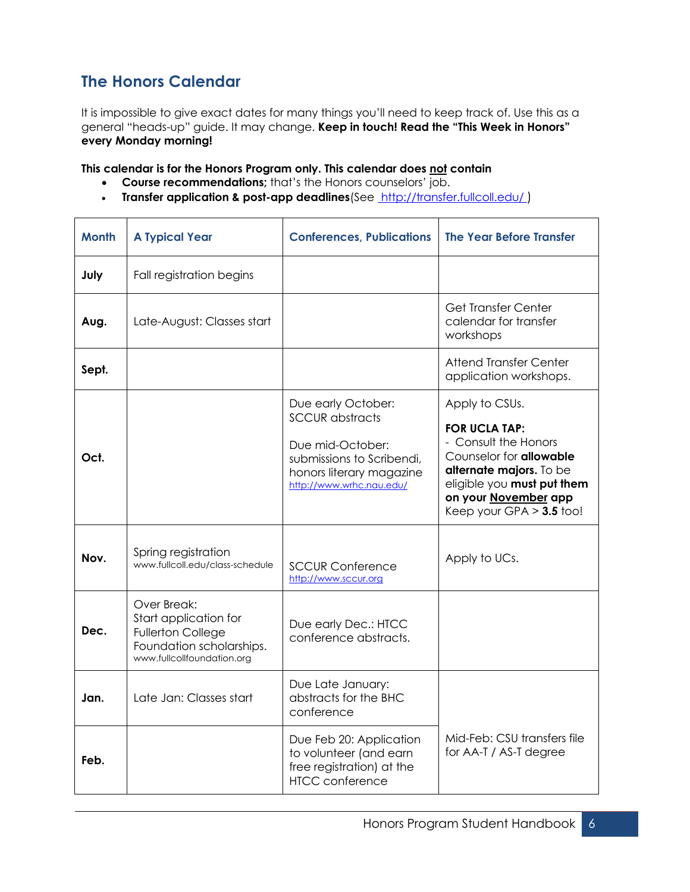## The Honors Calendar

It is impossible to give exact dates for many things you'll need to keep track of. Use this as a general "heads-up" guide. It may change. **Keep in touch! Read the "This Week in Honors" every Monday morning!**

**This calendar is for the Honors Program only. This calendar does <u>not</u> contain**

- **Course recommendations;** that's the Honors counselors' job.
- **Transfer application & post-app deadlines** (See http://transfer.fullcoll.edu/ )

| Month | A Typical Year | Conferences, Publications | The Year Before Transfer |
|---|---|---|---|
| **July** | Fall registration begins | | |
| **Aug.** | Late-August: Classes start | | Get Transfer Center calendar for transfer workshops |
| **Sept.** | | | Attend Transfer Center application workshops. |
| **Oct.** | | Due early October: SCCUR abstracts<br><br>Due mid-October: submissions to Scribendi, honors literary magazine http://www.wrhc.nau.edu/ | Apply to CSUs.<br><br>**FOR UCLA TAP:**<br>- Consult the Honors Counselor for **allowable alternate majors.** To be eligible you **must put them on your <u>November</u>** app<br>Keep your GPA > **3.5** too! |
| **Nov.** | Spring registration<br>www.fullcoll.edu/class-schedule | SCCUR Conference<br>http://www.sccur.org | Apply to UCs. |
| **Dec.** | Over Break:<br>Start application for Fullerton College Foundation scholarships.<br>www.fullcollfoundation.org | Due early Dec.: HTCC conference abstracts. | |
| **Jan.** | Late Jan: Classes start | Due Late January: abstracts for the BHC conference | Mid-Feb: CSU transfers file for AA-T / AS-T degree |
| **Feb.** | | Due Feb 20: Application to volunteer (and earn free registration) at the HTCC conference | |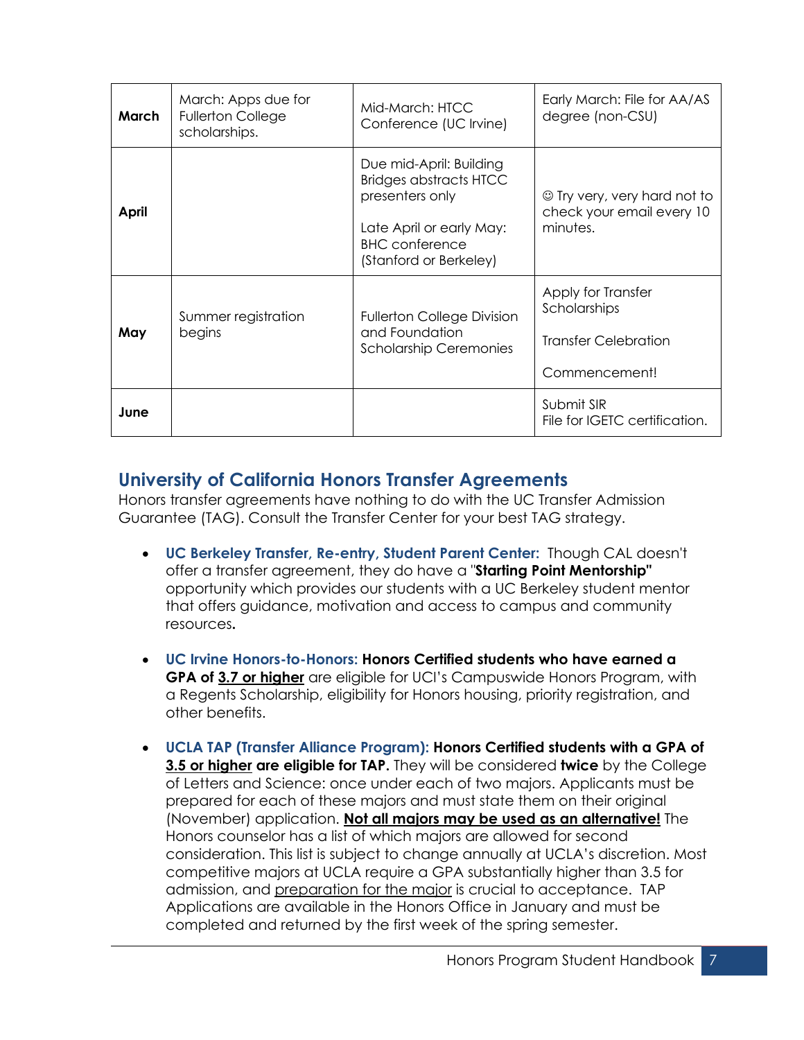| March | March: Apps due for Fullerton College scholarships. | Mid-March: HTCC Conference (UC Irvine) | Early March: File for AA/AS degree (non-CSU) |
|---|---|---|---|
| April | | Due mid-April: Building Bridges abstracts HTCC presenters only<br><br>Late April or early May: BHC conference (Stanford or Berkeley) | ☺ Try very, very hard not to check your email every 10 minutes. |
| May | Summer registration begins | Fullerton College Division and Foundation Scholarship Ceremonies | Apply for Transfer Scholarships<br><br>Transfer Celebration<br><br>Commencement! |
| June | | | Submit SIR<br>File for IGETC certification. |

## University of California Honors Transfer Agreements

Honors transfer agreements have nothing to do with the UC Transfer Admission Guarantee (TAG). Consult the Transfer Center for your best TAG strategy.

- **UC Berkeley Transfer, Re-entry, Student Parent Center:** Though CAL doesn't offer a transfer agreement, they do have a "**Starting Point Mentorship"** opportunity which provides our students with a UC Berkeley student mentor that offers guidance, motivation and access to campus and community resources**.**

- **UC Irvine Honors-to-Honors: Honors Certified students who have earned a GPA of <u>3.7 or higher</u>** are eligible for UCI's Campuswide Honors Program, with a Regents Scholarship, eligibility for Honors housing, priority registration, and other benefits.

- **UCLA TAP (Transfer Alliance Program): Honors Certified students with a GPA of <u>3.5 or higher</u> are eligible for TAP.** They will be considered **twice** by the College of Letters and Science: once under each of two majors. Applicants must be prepared for each of these majors and must state them on their original (November) application. **<u>Not all majors may be used as an alternative!</u>** The Honors counselor has a list of which majors are allowed for second consideration. This list is subject to change annually at UCLA's discretion. Most competitive majors at UCLA require a GPA substantially higher than 3.5 for admission, and <u>preparation for the major</u> is crucial to acceptance. TAP Applications are available in the Honors Office in January and must be completed and returned by the first week of the spring semester.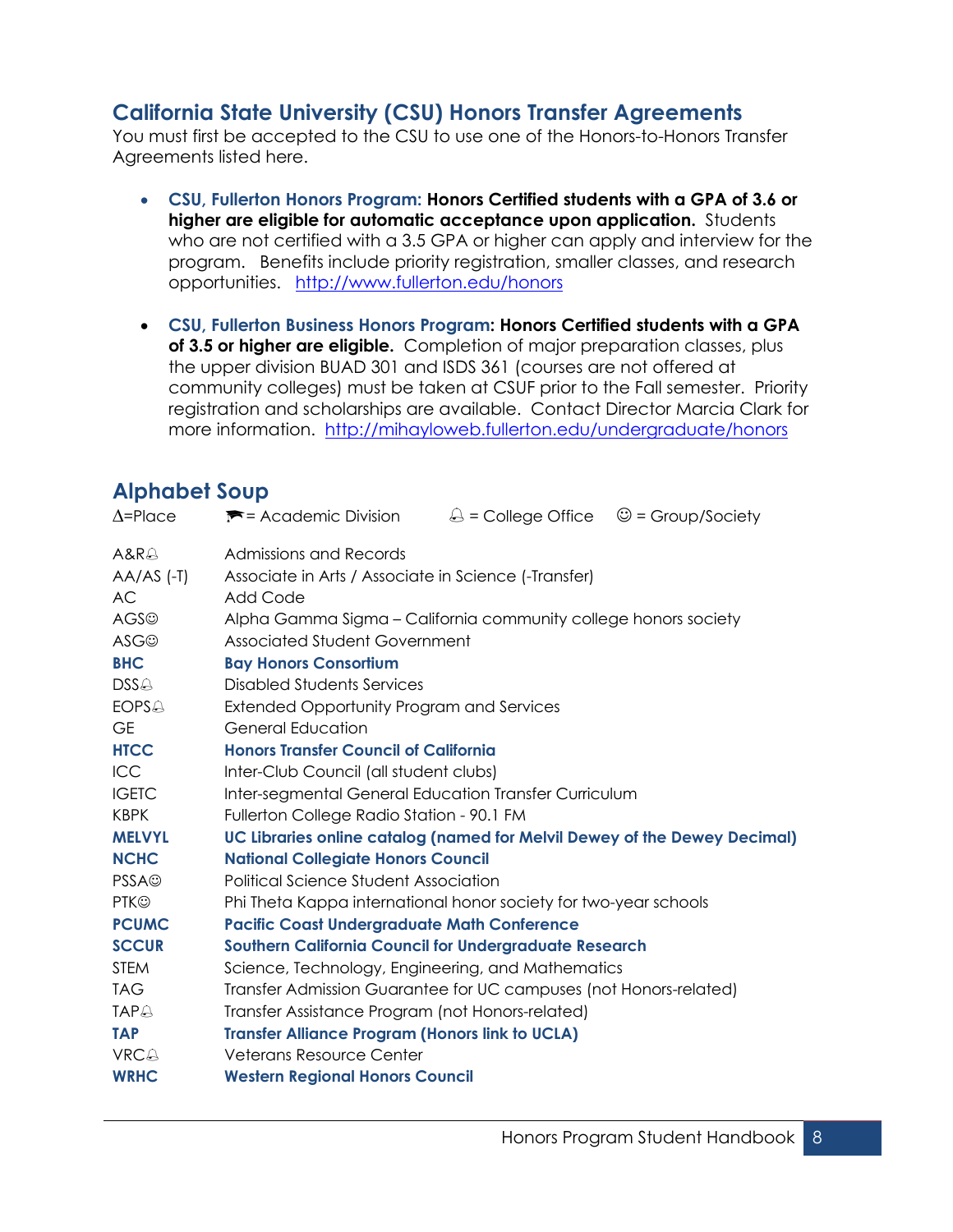## California State University (CSU) Honors Transfer Agreements

You must first be accepted to the CSU to use one of the Honors-to-Honors Transfer Agreements listed here.

- **CSU, Fullerton Honors Program: Honors Certified students with a GPA of 3.6 or higher are eligible for automatic acceptance upon application.** Students who are not certified with a 3.5 GPA or higher can apply and interview for the program. Benefits include priority registration, smaller classes, and research opportunities. http://www.fullerton.edu/honors

- **CSU, Fullerton Business Honors Program: Honors Certified students with a GPA of 3.5 or higher are eligible.** Completion of major preparation classes, plus the upper division BUAD 301 and ISDS 361 (courses are not offered at community colleges) must be taken at CSUF prior to the Fall semester. Priority registration and scholarships are available. Contact Director Marcia Clark for more information. http://mihayloweb.fullerton.edu/undergraduate/honors

## Alphabet Soup

Δ=Place 🎓= Academic Division 🔔 = College Office ☺ = Group/Society

| | |
|---|---|
| A&R🔔 | Admissions and Records |
| AA/AS (-T) | Associate in Arts / Associate in Science (-Transfer) |
| AC | Add Code |
| AGS☺ | Alpha Gamma Sigma – California community college honors society |
| ASG☺ | Associated Student Government |
| **BHC** | **Bay Honors Consortium** |
| DSS🔔 | Disabled Students Services |
| EOPS🔔 | Extended Opportunity Program and Services |
| GE | General Education |
| **HTCC** | **Honors Transfer Council of California** |
| ICC | Inter-Club Council (all student clubs) |
| IGETC | Inter-segmental General Education Transfer Curriculum |
| KBPK | Fullerton College Radio Station - 90.1 FM |
| **MELVYL** | **UC Libraries online catalog (named for Melvil Dewey of the Dewey Decimal)** |
| **NCHC** | **National Collegiate Honors Council** |
| PSSA☺ | Political Science Student Association |
| PTK☺ | Phi Theta Kappa international honor society for two-year schools |
| **PCUMC** | **Pacific Coast Undergraduate Math Conference** |
| **SCCUR** | **Southern California Council for Undergraduate Research** |
| STEM | Science, Technology, Engineering, and Mathematics |
| TAG | Transfer Admission Guarantee for UC campuses (not Honors-related) |
| TAP🔔 | Transfer Assistance Program (not Honors-related) |
| **TAP** | **Transfer Alliance Program (Honors link to UCLA)** |
| VRC🔔 | Veterans Resource Center |
| **WRHC** | **Western Regional Honors Council** |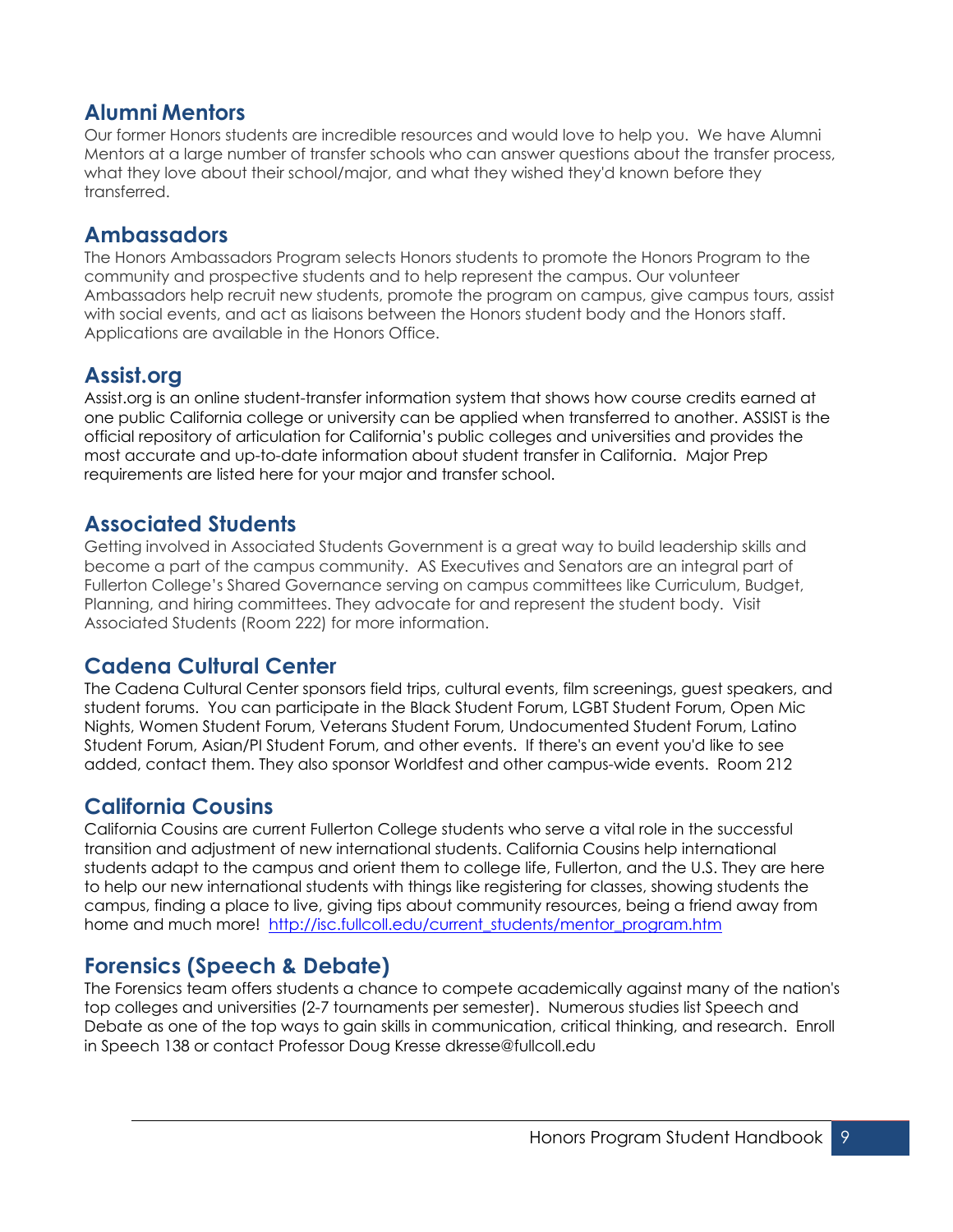## Alumni Mentors

Our former Honors students are incredible resources and would love to help you. We have Alumni Mentors at a large number of transfer schools who can answer questions about the transfer process, what they love about their school/major, and what they wished they'd known before they transferred.

## Ambassadors

The Honors Ambassadors Program selects Honors students to promote the Honors Program to the community and prospective students and to help represent the campus. Our volunteer Ambassadors help recruit new students, promote the program on campus, give campus tours, assist with social events, and act as liaisons between the Honors student body and the Honors staff. Applications are available in the Honors Office.

## Assist.org

Assist.org is an online student-transfer information system that shows how course credits earned at one public California college or university can be applied when transferred to another. ASSIST is the official repository of articulation for California's public colleges and universities and provides the most accurate and up-to-date information about student transfer in California. Major Prep requirements are listed here for your major and transfer school.

## Associated Students

Getting involved in Associated Students Government is a great way to build leadership skills and become a part of the campus community. AS Executives and Senators are an integral part of Fullerton College's Shared Governance serving on campus committees like Curriculum, Budget, Planning, and hiring committees. They advocate for and represent the student body. Visit Associated Students (Room 222) for more information.

## Cadena Cultural Center

The Cadena Cultural Center sponsors field trips, cultural events, film screenings, guest speakers, and student forums. You can participate in the Black Student Forum, LGBT Student Forum, Open Mic Nights, Women Student Forum, Veterans Student Forum, Undocumented Student Forum, Latino Student Forum, Asian/PI Student Forum, and other events. If there's an event you'd like to see added, contact them. They also sponsor Worldfest and other campus-wide events. Room 212

## California Cousins

California Cousins are current Fullerton College students who serve a vital role in the successful transition and adjustment of new international students. California Cousins help international students adapt to the campus and orient them to college life, Fullerton, and the U.S. They are here to help our new international students with things like registering for classes, showing students the campus, finding a place to live, giving tips about community resources, being a friend away from home and much more! http://isc.fullcoll.edu/current_students/mentor_program.htm

## Forensics (Speech & Debate)

The Forensics team offers students a chance to compete academically against many of the nation's top colleges and universities (2-7 tournaments per semester). Numerous studies list Speech and Debate as one of the top ways to gain skills in communication, critical thinking, and research. Enroll in Speech 138 or contact Professor Doug Kresse dkresse@fullcoll.edu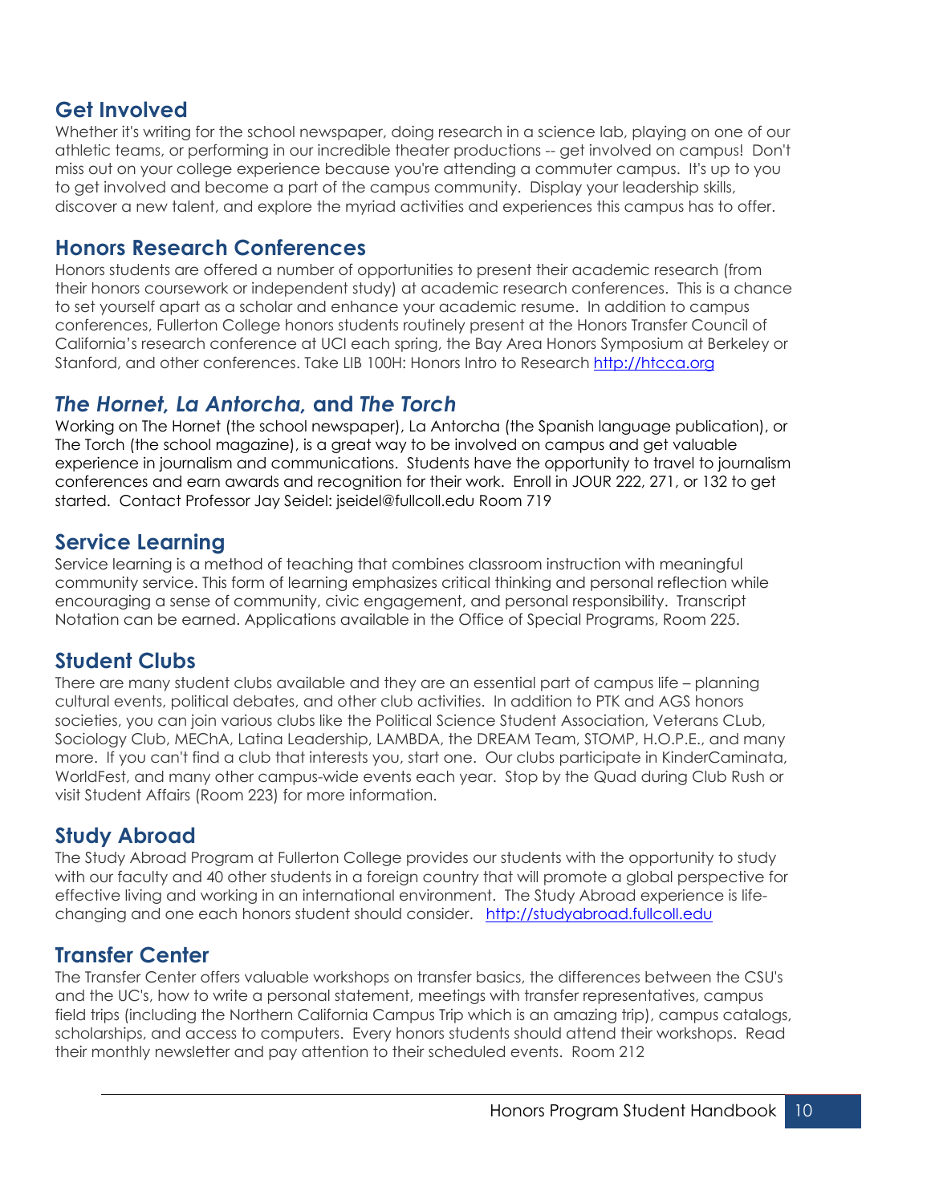## Get Involved

Whether it's writing for the school newspaper, doing research in a science lab, playing on one of our athletic teams, or performing in our incredible theater productions -- get involved on campus! Don't miss out on your college experience because you're attending a commuter campus. It's up to you to get involved and become a part of the campus community. Display your leadership skills, discover a new talent, and explore the myriad activities and experiences this campus has to offer.

## Honors Research Conferences

Honors students are offered a number of opportunities to present their academic research (from their honors coursework or independent study) at academic research conferences. This is a chance to set yourself apart as a scholar and enhance your academic resume. In addition to campus conferences, Fullerton College honors students routinely present at the Honors Transfer Council of California's research conference at UCI each spring, the Bay Area Honors Symposium at Berkeley or Stanford, and other conferences. Take LIB 100H: Honors Intro to Research http://htcca.org

## *The Hornet, La Antorcha,* and *The Torch*

Working on The Hornet (the school newspaper), La Antorcha (the Spanish language publication), or The Torch (the school magazine), is a great way to be involved on campus and get valuable experience in journalism and communications. Students have the opportunity to travel to journalism conferences and earn awards and recognition for their work. Enroll in JOUR 222, 271, or 132 to get started. Contact Professor Jay Seidel: jseidel@fullcoll.edu Room 719

## Service Learning

Service learning is a method of teaching that combines classroom instruction with meaningful community service. This form of learning emphasizes critical thinking and personal reflection while encouraging a sense of community, civic engagement, and personal responsibility. Transcript Notation can be earned. Applications available in the Office of Special Programs, Room 225.

## Student Clubs

There are many student clubs available and they are an essential part of campus life – planning cultural events, political debates, and other club activities. In addition to PTK and AGS honors societies, you can join various clubs like the Political Science Student Association, Veterans CLub, Sociology Club, MEChA, Latina Leadership, LAMBDA, the DREAM Team, STOMP, H.O.P.E., and many more. If you can't find a club that interests you, start one. Our clubs participate in KinderCaminata, WorldFest, and many other campus-wide events each year. Stop by the Quad during Club Rush or visit Student Affairs (Room 223) for more information.

## Study Abroad

The Study Abroad Program at Fullerton College provides our students with the opportunity to study with our faculty and 40 other students in a foreign country that will promote a global perspective for effective living and working in an international environment. The Study Abroad experience is life-changing and one each honors student should consider. http://studyabroad.fullcoll.edu

## Transfer Center

The Transfer Center offers valuable workshops on transfer basics, the differences between the CSU's and the UC's, how to write a personal statement, meetings with transfer representatives, campus field trips (including the Northern California Campus Trip which is an amazing trip), campus catalogs, scholarships, and access to computers. Every honors students should attend their workshops. Read their monthly newsletter and pay attention to their scheduled events. Room 212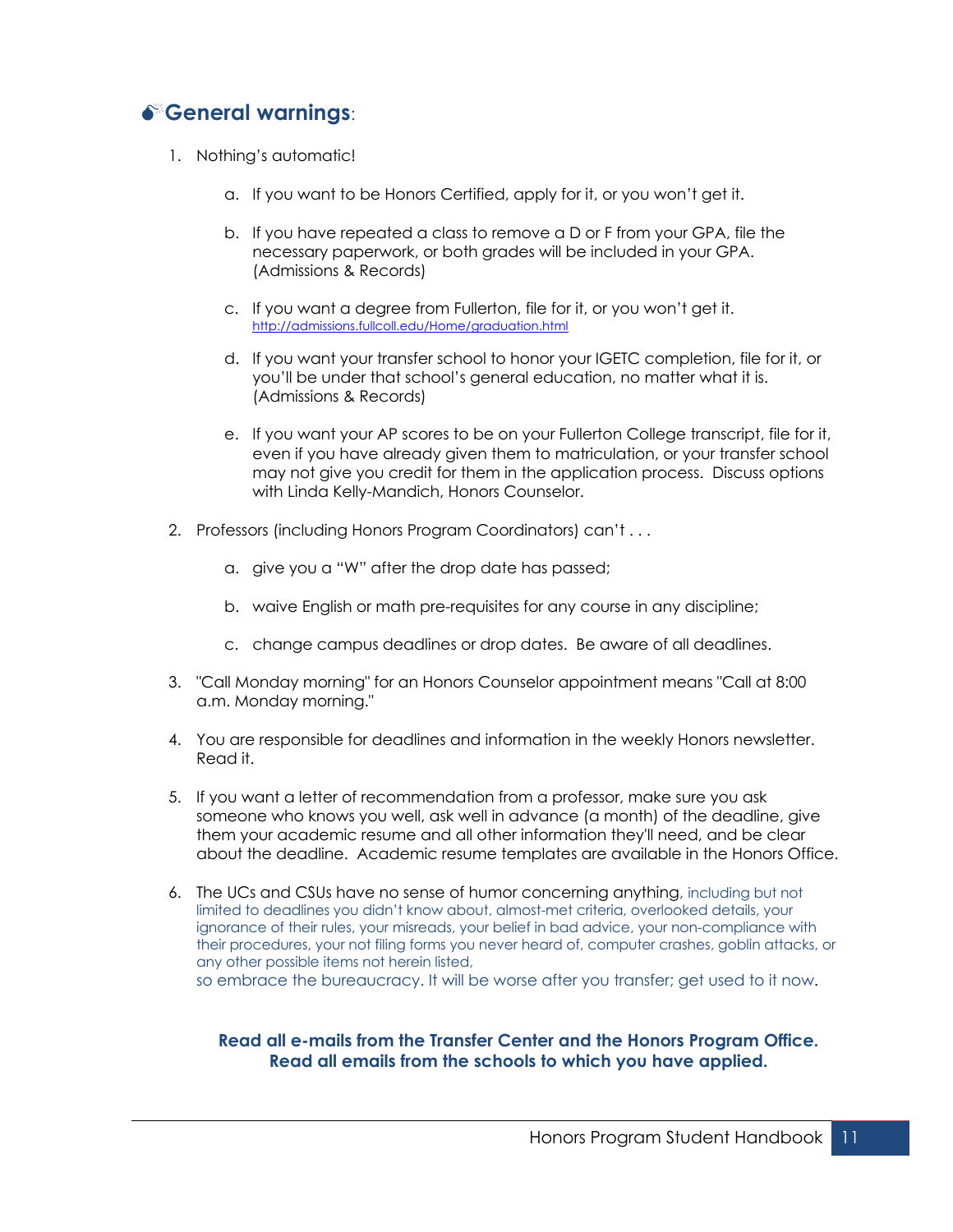## 💣General warnings:

1. Nothing's automatic!

    a. If you want to be Honors Certified, apply for it, or you won't get it.

    b. If you have repeated a class to remove a D or F from your GPA, file the necessary paperwork, or both grades will be included in your GPA. (Admissions & Records)

    c. If you want a degree from Fullerton, file for it, or you won't get it. http://admissions.fullcoll.edu/Home/graduation.html

    d. If you want your transfer school to honor your IGETC completion, file for it, or you'll be under that school's general education, no matter what it is. (Admissions & Records)

    e. If you want your AP scores to be on your Fullerton College transcript, file for it, even if you have already given them to matriculation, or your transfer school may not give you credit for them in the application process. Discuss options with Linda Kelly-Mandich, Honors Counselor.

2. Professors (including Honors Program Coordinators) can't . . .

    a. give you a "W" after the drop date has passed;

    b. waive English or math pre-requisites for any course in any discipline;

    c. change campus deadlines or drop dates. Be aware of all deadlines.

3. "Call Monday morning" for an Honors Counselor appointment means "Call at 8:00 a.m. Monday morning."

4. You are responsible for deadlines and information in the weekly Honors newsletter. Read it.

5. If you want a letter of recommendation from a professor, make sure you ask someone who knows you well, ask well in advance (a month) of the deadline, give them your academic resume and all other information they'll need, and be clear about the deadline. Academic resume templates are available in the Honors Office.

6. The UCs and CSUs have no sense of humor concerning anything, including but not limited to deadlines you didn't know about, almost-met criteria, overlooked details, your ignorance of their rules, your misreads, your belief in bad advice, your non-compliance with their procedures, your not filing forms you never heard of, computer crashes, goblin attacks, or any other possible items not herein listed,
   so embrace the bureaucracy. It will be worse after you transfer; get used to it now.

**Read all e-mails from the Transfer Center and the Honors Program Office.**
**Read all emails from the schools to which you have applied.**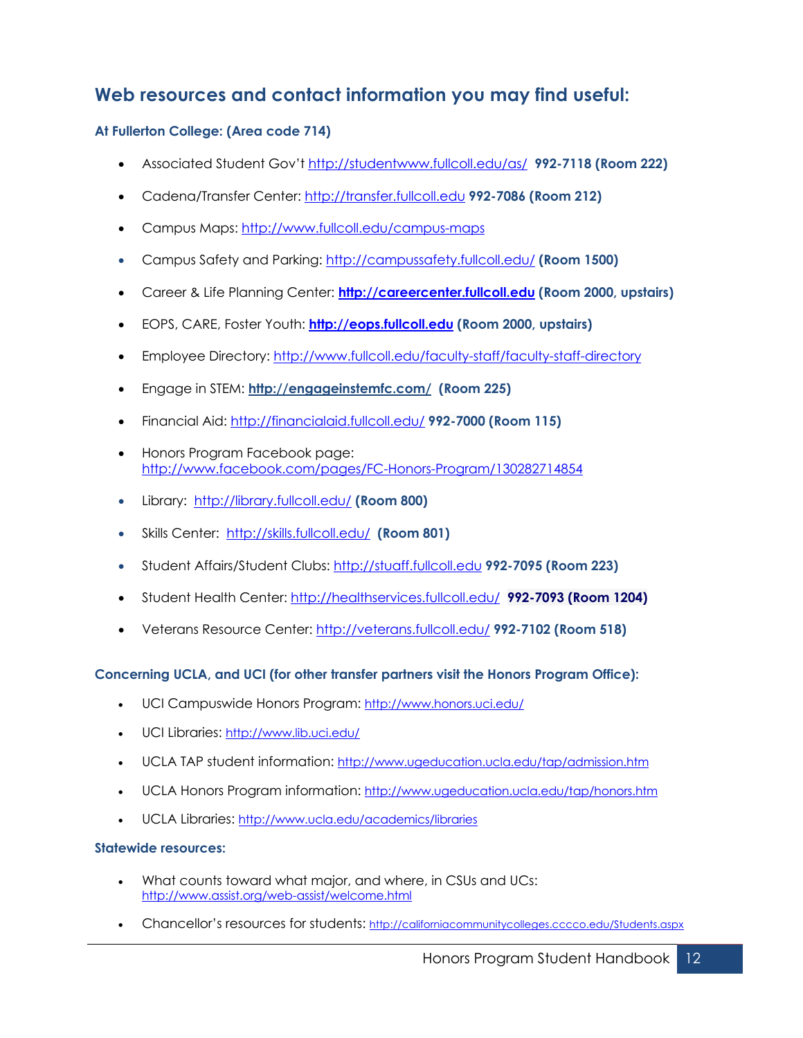## Web resources and contact information you may find useful:

### At Fullerton College: (Area code 714)

- Associated Student Gov't http://studentwww.fullcoll.edu/as/ **992-7118 (Room 222)**
- Cadena/Transfer Center: http://transfer.fullcoll.edu **992-7086 (Room 212)**
- Campus Maps: http://www.fullcoll.edu/campus-maps
- Campus Safety and Parking: http://campussafety.fullcoll.edu/ **(Room 1500)**
- Career & Life Planning Center: **http://careercenter.fullcoll.edu (Room 2000, upstairs)**
- EOPS, CARE, Foster Youth: **http://eops.fullcoll.edu (Room 2000, upstairs)**
- Employee Directory: http://www.fullcoll.edu/faculty-staff/faculty-staff-directory
- Engage in STEM: **http://engageinstemfc.com/ (Room 225)**
- Financial Aid: http://financialaid.fullcoll.edu/ **992-7000 (Room 115)**
- Honors Program Facebook page: http://www.facebook.com/pages/FC-Honors-Program/130282714854
- Library: http://library.fullcoll.edu/ **(Room 800)**
- Skills Center: http://skills.fullcoll.edu/ **(Room 801)**
- Student Affairs/Student Clubs: http://stuaff.fullcoll.edu **992-7095 (Room 223)**
- Student Health Center: http://healthservices.fullcoll.edu/ **992-7093 (Room 1204)**
- Veterans Resource Center: http://veterans.fullcoll.edu/ **992-7102 (Room 518)**

### Concerning UCLA, and UCI (for other transfer partners visit the Honors Program Office):

- UCI Campuswide Honors Program: http://www.honors.uci.edu/
- UCI Libraries: http://www.lib.uci.edu/
- UCLA TAP student information: http://www.ugeducation.ucla.edu/tap/admission.htm
- UCLA Honors Program information: http://www.ugeducation.ucla.edu/tap/honors.htm
- UCLA Libraries: http://www.ucla.edu/academics/libraries

### Statewide resources:

- What counts toward what major, and where, in CSUs and UCs: http://www.assist.org/web-assist/welcome.html
- Chancellor's resources for students: http://californiacommunitycolleges.cccco.edu/Students.aspx